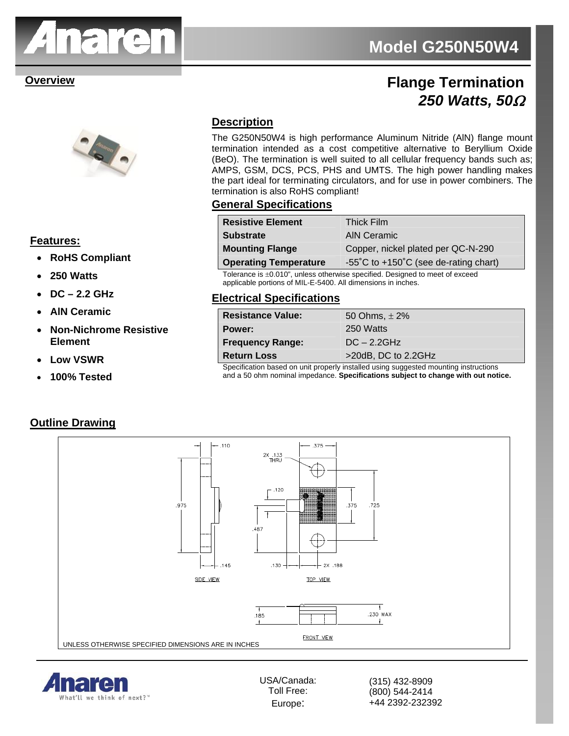# Model G250N50W4

## Overview

# Flange Termination
## *250 Watts, 50Ω*

### Features:

- **RoHS Compliant**
- **250 Watts**
- **DC – 2.2 GHz**
- **AlN Ceramic**
- **Non-Nichrome Resistive Element**
- **Low VSWR**
- **100% Tested**

### Description

The G250N50W4 is high performance Aluminum Nitride (AlN) flange mount termination intended as a cost competitive alternative to Beryllium Oxide (BeO). The termination is well suited to all cellular frequency bands such as; AMPS, GSM, DCS, PCS, PHS and UMTS. The high power handling makes the part ideal for terminating circulators, and for use in power combiners. The termination is also RoHS compliant!

### General Specifications

| | |
|---|---|
| **Resistive Element** | Thick Film |
| **Substrate** | AlN Ceramic |
| **Mounting Flange** | Copper, nickel plated per QC-N-290 |
| **Operating Temperature** | -55˚C to +150˚C (see de-rating chart) |

Tolerance is ±0.010", unless otherwise specified. Designed to meet of exceed applicable portions of MIL-E-5400. All dimensions in inches.

### Electrical Specifications

| | |
|---|---|
| **Resistance Value:** | 50 Ohms, ± 2% |
| **Power:** | 250 Watts |
| **Frequency Range:** | DC – 2.2GHz |
| **Return Loss** | >20dB, DC to 2.2GHz |

Specification based on unit properly installed using suggested mounting instructions and a 50 ohm nominal impedance. **Specifications subject to change with out notice.**

### Outline Drawing

.110 .375 2X .133 THRU .120 .975 .375 .725 .487 .145 .130 2X .188

SIDE VIEW TOP VIEW

.185 .230 MAX

FRONT VIEW

UNLESS OTHERWISE SPECIFIED DIMENSIONS ARE IN INCHES

Anaren What'll we think of next?™

USA/Canada: (315) 432-8909
Toll Free: (800) 544-2414
Europe: +44 2392-232392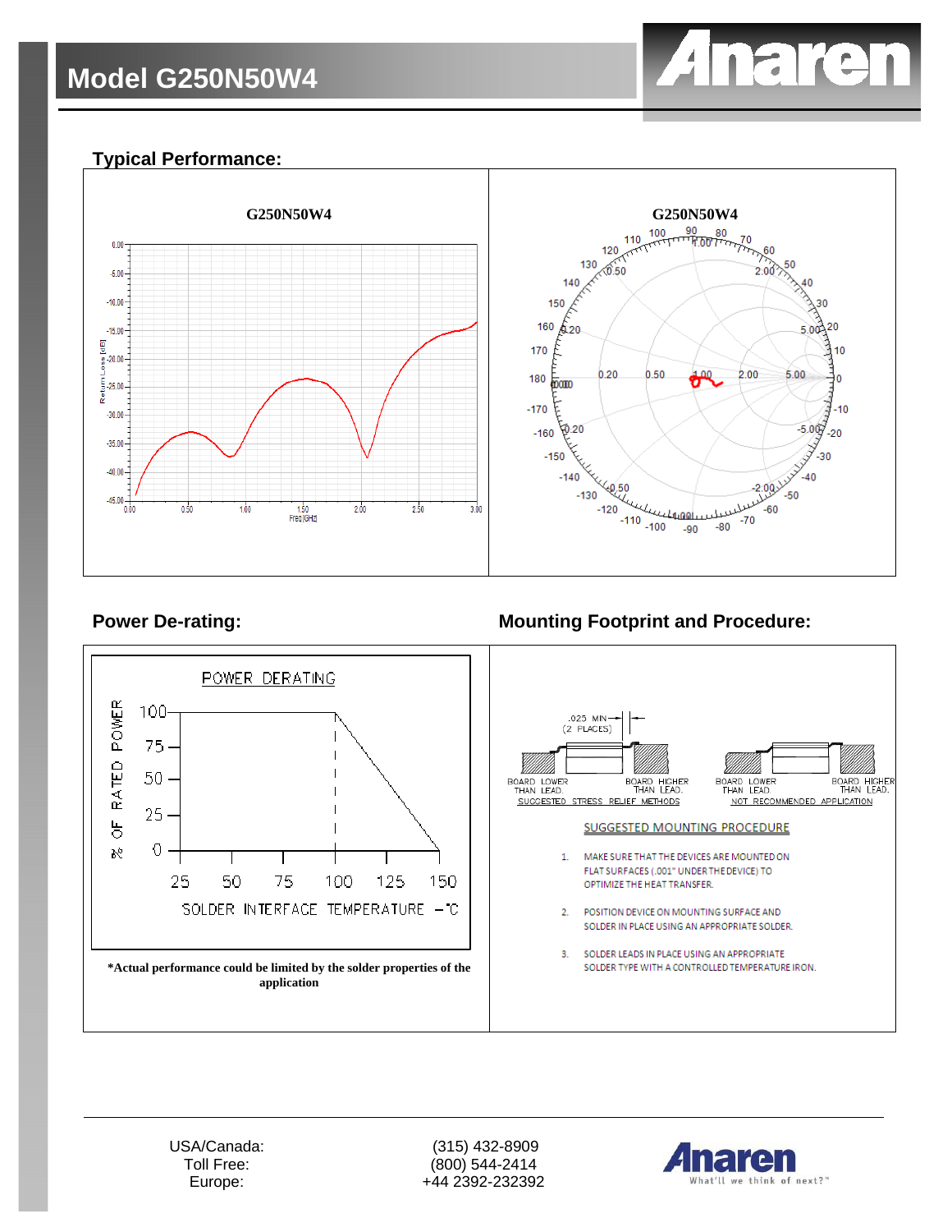# Model G250N50W4

## Typical Performance:

G250N50W4

0.00
-5.00
-10.00
-15.00
-20.00
-25.00
-30.00
-35.00
-40.00
-45.00

Return Loss [dB]

0.00 0.50 1.00 1.50 2.00 2.50 3.00

Freq [GHz]

G250N50W4

## Power De-rating:

POWER DERATING

% OF RATED POWER

100
75
50
25
0

25 50 75 100 125 150

SOLDER INTERFACE TEMPERATURE – °C

**\*Actual performance could be limited by the solder properties of the application**

## Mounting Footprint and Procedure:

.025 MIN
(2 PLACES)

BOARD LOWER THAN LEAD. BOARD HIGHER THAN LEAD.
SUGGESTED STRESS RELIEF METHODS

BOARD LOWER THAN LEAD. BOARD HIGHER THAN LEAD.
NOT RECOMMENDED APPLICATION

SUGGESTED MOUNTING PROCEDURE

1. MAKE SURE THAT THE DEVICES ARE MOUNTED ON FLAT SURFACES (.001" UNDER THE DEVICE) TO OPTIMIZE THE HEAT TRANSFER.
2. POSITION DEVICE ON MOUNTING SURFACE AND SOLDER IN PLACE USING AN APPROPRIATE SOLDER.
3. SOLDER LEADS IN PLACE USING AN APPROPRIATE SOLDER TYPE WITH A CONTROLLED TEMPERATURE IRON.

USA/Canada: (315) 432-8909
Toll Free: (800) 544-2414
Europe: +44 2392-232392

Anaren
What'll we think of next?™